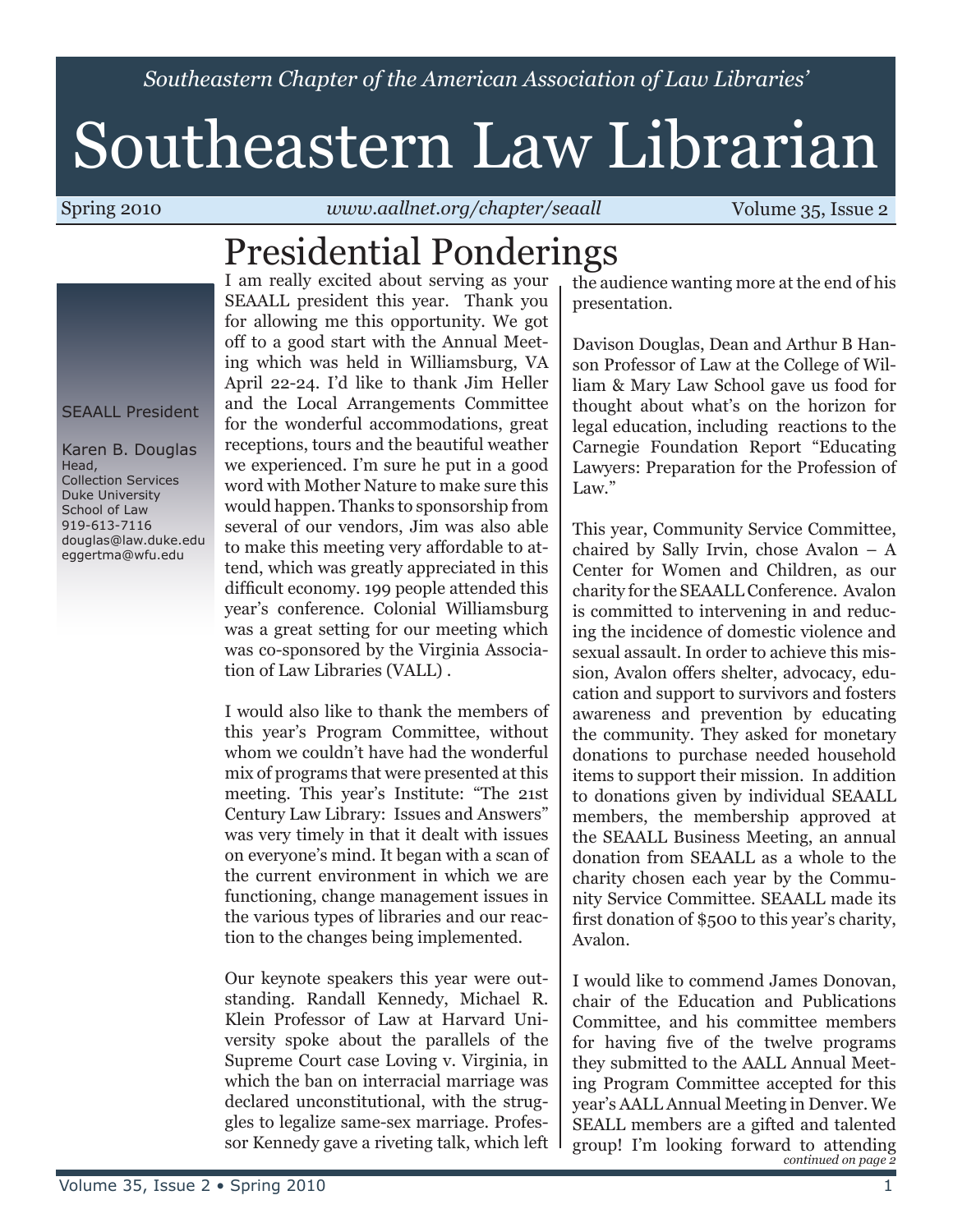*Southeastern Chapter of the American Association of Law Libraries'*

# Southeastern Law Librarian

Spring 2010 *www.aallnet.org/chapter/seaall* Volume 35, Issue 2

SEAALL President

Karen B. Douglas
Head,
Collection Services
Duke University
School of Law
919-613-7116
douglas@law.duke.edu
eggertma@wfu.edu

## Presidential Ponderings

I am really excited about serving as your SEAALL president this year. Thank you for allowing me this opportunity. We got off to a good start with the Annual Meeting which was held in Williamsburg, VA April 22-24. I'd like to thank Jim Heller and the Local Arrangements Committee for the wonderful accommodations, great receptions, tours and the beautiful weather we experienced. I'm sure he put in a good word with Mother Nature to make sure this would happen. Thanks to sponsorship from several of our vendors, Jim was also able to make this meeting very affordable to attend, which was greatly appreciated in this difficult economy. 199 people attended this year's conference. Colonial Williamsburg was a great setting for our meeting which was co-sponsored by the Virginia Association of Law Libraries (VALL) .

I would also like to thank the members of this year's Program Committee, without whom we couldn't have had the wonderful mix of programs that were presented at this meeting. This year's Institute: "The 21st Century Law Library: Issues and Answers" was very timely in that it dealt with issues on everyone's mind. It began with a scan of the current environment in which we are functioning, change management issues in the various types of libraries and our reaction to the changes being implemented.

Our keynote speakers this year were outstanding. Randall Kennedy, Michael R. Klein Professor of Law at Harvard University spoke about the parallels of the Supreme Court case Loving v. Virginia, in which the ban on interracial marriage was declared unconstitutional, with the struggles to legalize same-sex marriage. Professor Kennedy gave a riveting talk, which left the audience wanting more at the end of his presentation.

Davison Douglas, Dean and Arthur B Hanson Professor of Law at the College of William & Mary Law School gave us food for thought about what's on the horizon for legal education, including reactions to the Carnegie Foundation Report "Educating Lawyers: Preparation for the Profession of Law."

This year, Community Service Committee, chaired by Sally Irvin, chose Avalon – A Center for Women and Children, as our charity for the SEAALL Conference. Avalon is committed to intervening in and reducing the incidence of domestic violence and sexual assault. In order to achieve this mission, Avalon offers shelter, advocacy, education and support to survivors and fosters awareness and prevention by educating the community. They asked for monetary donations to purchase needed household items to support their mission. In addition to donations given by individual SEAALL members, the membership approved at the SEAALL Business Meeting, an annual donation from SEAALL as a whole to the charity chosen each year by the Community Service Committee. SEAALL made its first donation of $500 to this year's charity, Avalon.

I would like to commend James Donovan, chair of the Education and Publications Committee, and his committee members for having five of the twelve programs they submitted to the AALL Annual Meeting Program Committee accepted for this year's AALL Annual Meeting in Denver. We SEALL members are a gifted and talented group! I'm looking forward to attending

*continued on page 2*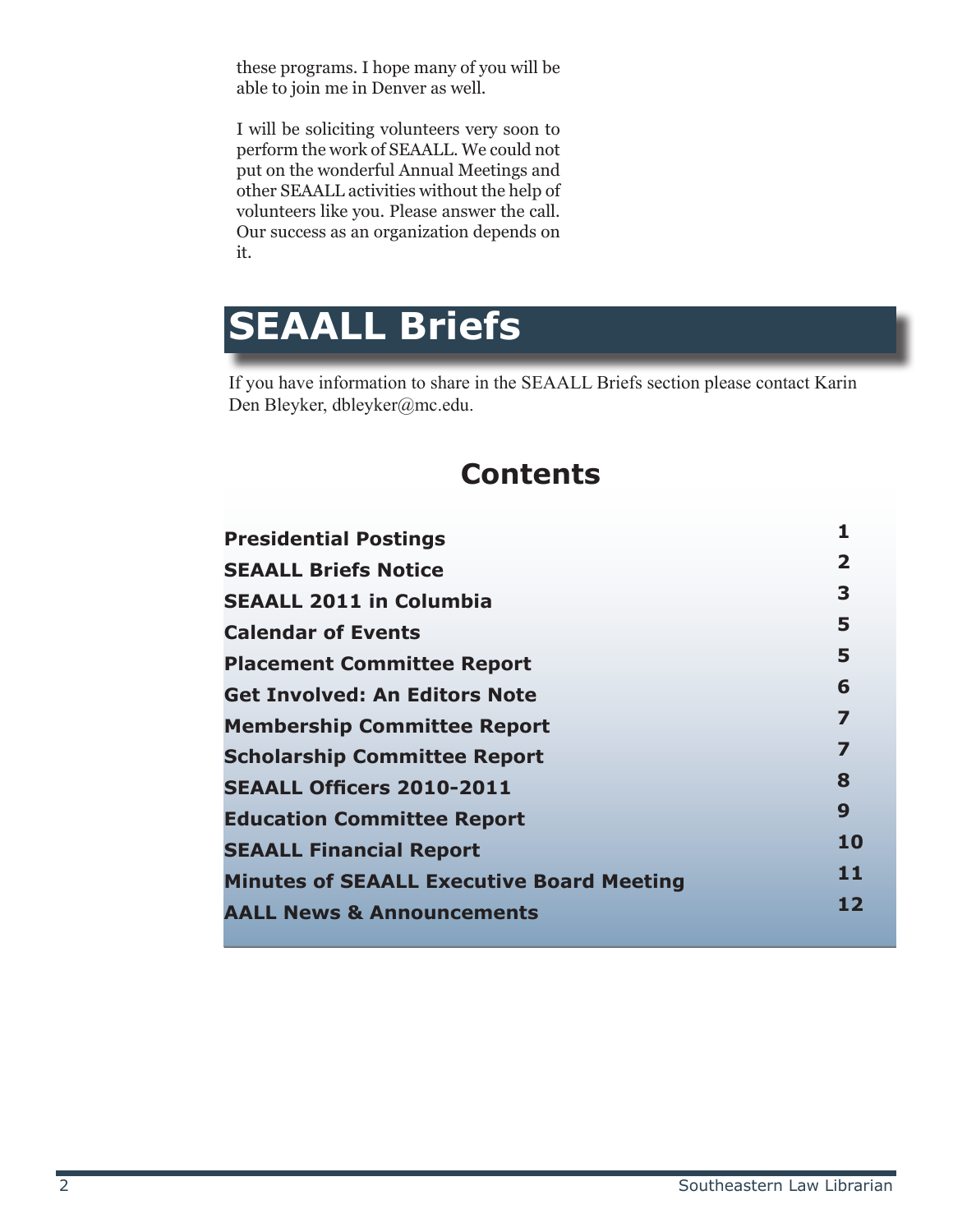these programs. I hope many of you will be able to join me in Denver as well.

I will be soliciting volunteers very soon to perform the work of SEAALL. We could not put on the wonderful Annual Meetings and other SEAALL activities without the help of volunteers like you. Please answer the call. Our success as an organization depends on it.

# SEAALL Briefs

If you have information to share in the SEAALL Briefs section please contact Karin Den Bleyker, dbleyker@mc.edu.

## Contents

| | |
|---|---|
| **Presidential Postings** | **1** |
| **SEAALL Briefs Notice** | **2** |
| **SEAALL 2011 in Columbia** | **3** |
| **Calendar of Events** | **5** |
| **Placement Committee Report** | **5** |
| **Get Involved: An Editors Note** | **6** |
| **Membership Committee Report** | **7** |
| **Scholarship Committee Report** | **7** |
| **SEAALL Officers 2010-2011** | **8** |
| **Education Committee Report** | **9** |
| **SEAALL Financial Report** | **10** |
| **Minutes of SEAALL Executive Board Meeting** | **11** |
| **AALL News & Announcements** | **12** |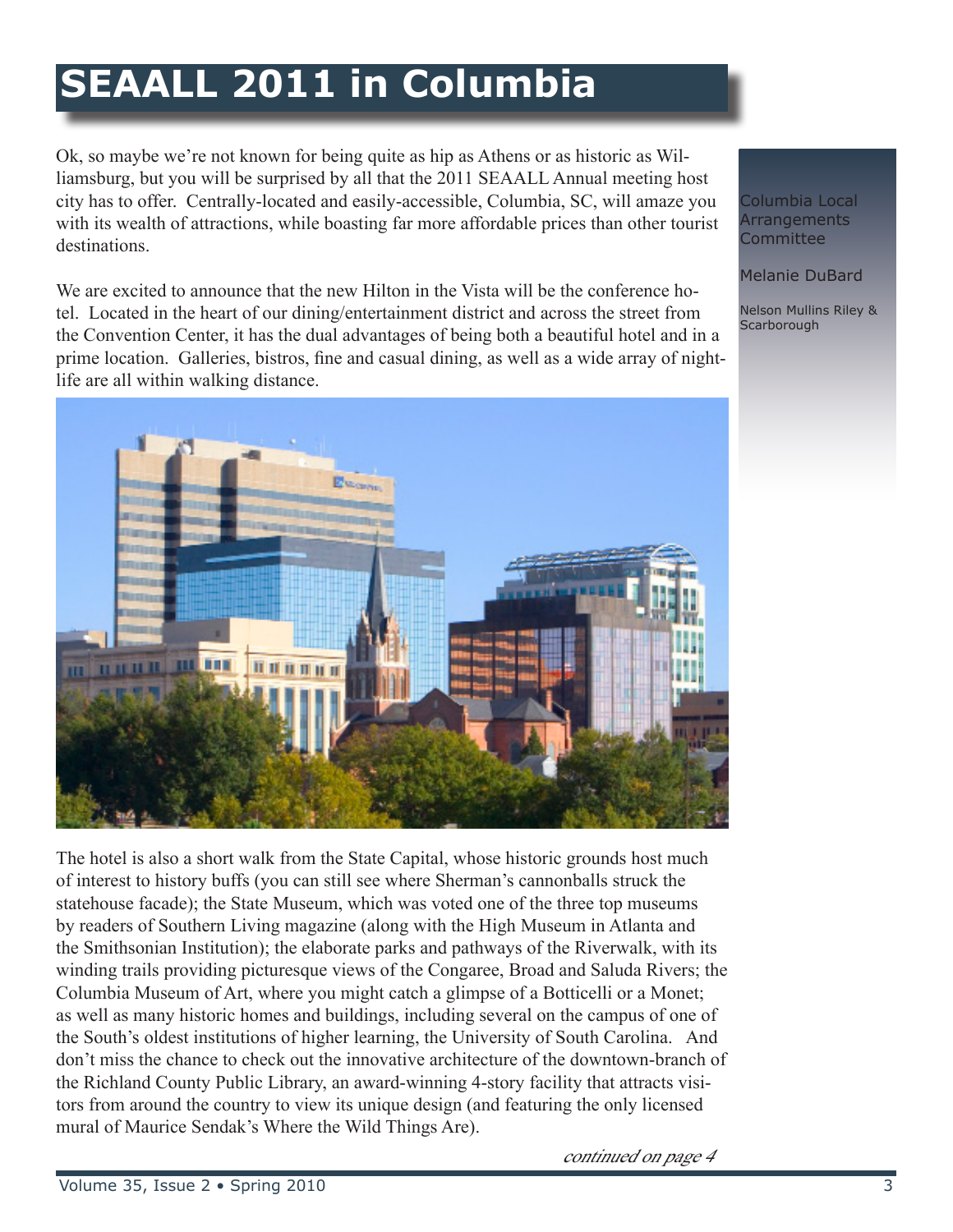# SEAALL 2011 in Columbia

Columbia Local Arrangements Committee

Melanie DuBard

Nelson Mullins Riley & Scarborough

Ok, so maybe we're not known for being quite as hip as Athens or as historic as Williamsburg, but you will be surprised by all that the 2011 SEAALL Annual meeting host city has to offer. Centrally-located and easily-accessible, Columbia, SC, will amaze you with its wealth of attractions, while boasting far more affordable prices than other tourist destinations.

We are excited to announce that the new Hilton in the Vista will be the conference hotel. Located in the heart of our dining/entertainment district and across the street from the Convention Center, it has the dual advantages of being both a beautiful hotel and in a prime location. Galleries, bistros, fine and casual dining, as well as a wide array of nightlife are all within walking distance.

The hotel is also a short walk from the State Capital, whose historic grounds host much of interest to history buffs (you can still see where Sherman's cannonballs struck the statehouse facade); the State Museum, which was voted one of the three top museums by readers of Southern Living magazine (along with the High Museum in Atlanta and the Smithsonian Institution); the elaborate parks and pathways of the Riverwalk, with its winding trails providing picturesque views of the Congaree, Broad and Saluda Rivers; the Columbia Museum of Art, where you might catch a glimpse of a Botticelli or a Monet; as well as many historic homes and buildings, including several on the campus of one of the South's oldest institutions of higher learning, the University of South Carolina. And don't miss the chance to check out the innovative architecture of the downtown-branch of the Richland County Public Library, an award-winning 4-story facility that attracts visitors from around the country to view its unique design (and featuring the only licensed mural of Maurice Sendak's Where the Wild Things Are).

*continued on page 4*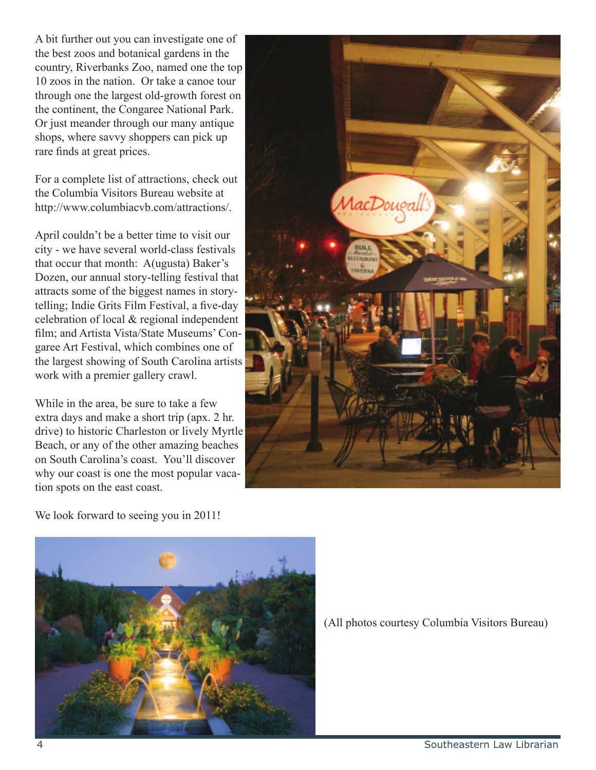A bit further out you can investigate one of the best zoos and botanical gardens in the country, Riverbanks Zoo, named one the top 10 zoos in the nation. Or take a canoe tour through one the largest old-growth forest on the continent, the Congaree National Park. Or just meander through our many antique shops, where savvy shoppers can pick up rare finds at great prices.

For a complete list of attractions, check out the Columbia Visitors Bureau website at http://www.columbiacvb.com/attractions/.

April couldn't be a better time to visit our city - we have several world-class festivals that occur that month: A(ugusta) Baker's Dozen, our annual story-telling festival that attracts some of the biggest names in story-telling; Indie Grits Film Festival, a five-day celebration of local & regional independent film; and Artista Vista/State Museums' Congaree Art Festival, which combines one of the largest showing of South Carolina artists work with a premier gallery crawl.

While in the area, be sure to take a few extra days and make a short trip (apx. 2 hr. drive) to historic Charleston or lively Myrtle Beach, or any of the other amazing beaches on South Carolina's coast. You'll discover why our coast is one the most popular vacation spots on the east coast.

We look forward to seeing you in 2011!

(All photos courtesy Columbia Visitors Bureau)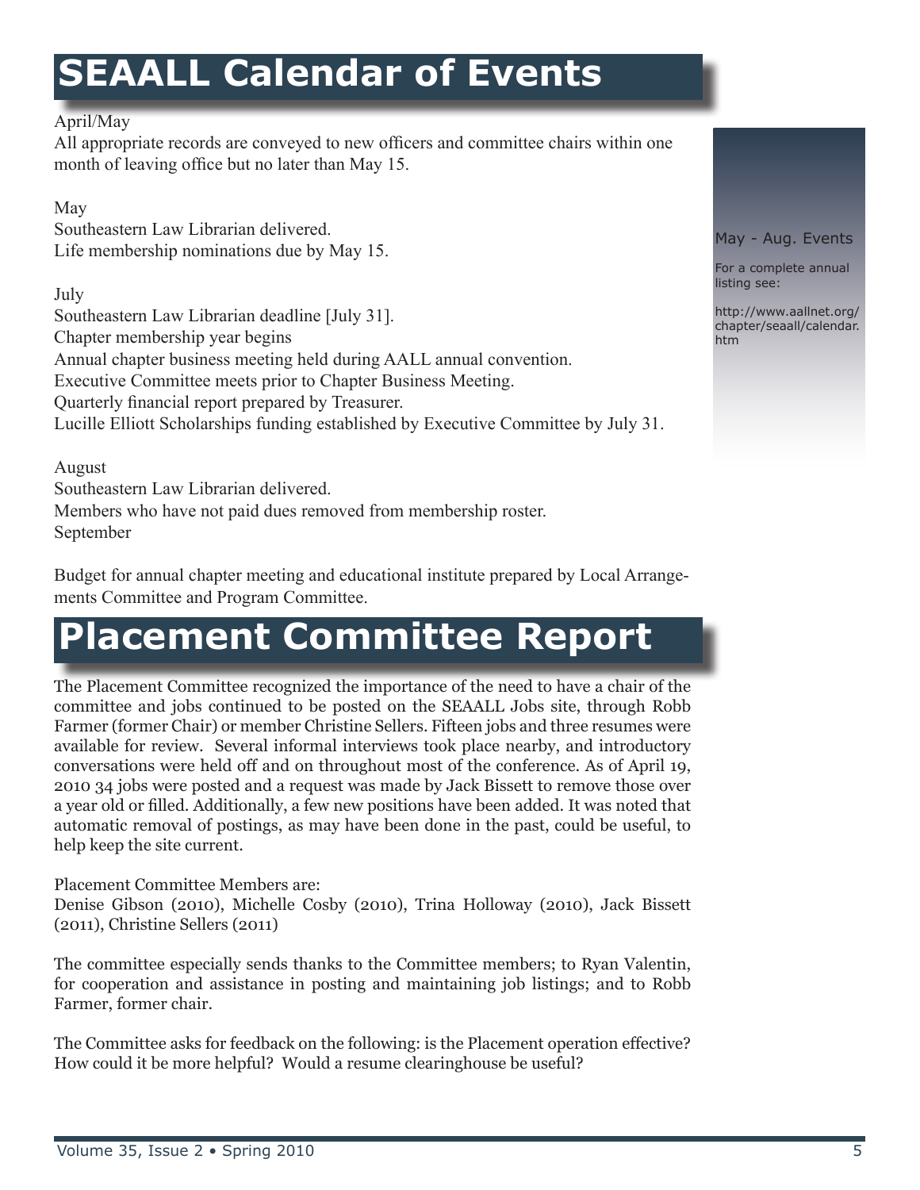# SEAALL Calendar of Events

April/May
All appropriate records are conveyed to new officers and committee chairs within one month of leaving office but no later than May 15.

May
Southeastern Law Librarian delivered.
Life membership nominations due by May 15.

July
Southeastern Law Librarian deadline [July 31].
Chapter membership year begins
Annual chapter business meeting held during AALL annual convention.
Executive Committee meets prior to Chapter Business Meeting.
Quarterly financial report prepared by Treasurer.
Lucille Elliott Scholarships funding established by Executive Committee by July 31.

August
Southeastern Law Librarian delivered.
Members who have not paid dues removed from membership roster.
September

Budget for annual chapter meeting and educational institute prepared by Local Arrangements Committee and Program Committee.

May - Aug. Events

For a complete annual listing see:

http://www.aallnet.org/chapter/seaall/calendar.htm

# Placement Committee Report

The Placement Committee recognized the importance of the need to have a chair of the committee and jobs continued to be posted on the SEAALL Jobs site, through Robb Farmer (former Chair) or member Christine Sellers. Fifteen jobs and three resumes were available for review. Several informal interviews took place nearby, and introductory conversations were held off and on throughout most of the conference. As of April 19, 2010 34 jobs were posted and a request was made by Jack Bissett to remove those over a year old or filled. Additionally, a few new positions have been added. It was noted that automatic removal of postings, as may have been done in the past, could be useful, to help keep the site current.

Placement Committee Members are:
Denise Gibson (2010), Michelle Cosby (2010), Trina Holloway (2010), Jack Bissett (2011), Christine Sellers (2011)

The committee especially sends thanks to the Committee members; to Ryan Valentin, for cooperation and assistance in posting and maintaining job listings; and to Robb Farmer, former chair.

The Committee asks for feedback on the following: is the Placement operation effective? How could it be more helpful? Would a resume clearinghouse be useful?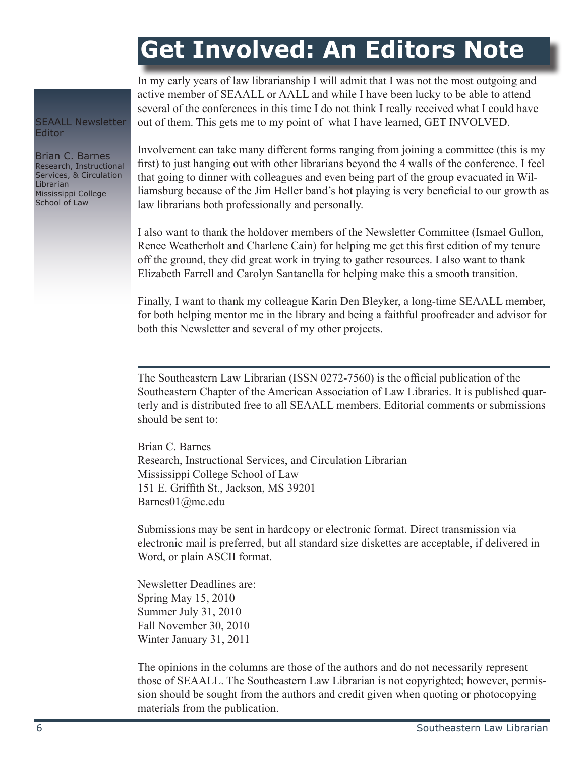# Get Involved: An Editors Note

SEAALL Newsletter Editor

Brian C. Barnes
Research, Instructional Services, & Circulation Librarian
Mississippi College School of Law

In my early years of law librarianship I will admit that I was not the most outgoing and active member of SEAALL or AALL and while I have been lucky to be able to attend several of the conferences in this time I do not think I really received what I could have out of them. This gets me to my point of what I have learned, GET INVOLVED.

Involvement can take many different forms ranging from joining a committee (this is my first) to just hanging out with other librarians beyond the 4 walls of the conference. I feel that going to dinner with colleagues and even being part of the group evacuated in Williamsburg because of the Jim Heller band's hot playing is very beneficial to our growth as law librarians both professionally and personally.

I also want to thank the holdover members of the Newsletter Committee (Ismael Gullon, Renee Weatherholt and Charlene Cain) for helping me get this first edition of my tenure off the ground, they did great work in trying to gather resources. I also want to thank Elizabeth Farrell and Carolyn Santanella for helping make this a smooth transition.

Finally, I want to thank my colleague Karin Den Bleyker, a long-time SEAALL member, for both helping mentor me in the library and being a faithful proofreader and advisor for both this Newsletter and several of my other projects.

---

The Southeastern Law Librarian (ISSN 0272-7560) is the official publication of the Southeastern Chapter of the American Association of Law Libraries. It is published quarterly and is distributed free to all SEAALL members. Editorial comments or submissions should be sent to:

Brian C. Barnes
Research, Instructional Services, and Circulation Librarian
Mississippi College School of Law
151 E. Griffith St., Jackson, MS 39201
Barnes01@mc.edu

Submissions may be sent in hardcopy or electronic format. Direct transmission via electronic mail is preferred, but all standard size diskettes are acceptable, if delivered in Word, or plain ASCII format.

Newsletter Deadlines are:
Spring May 15, 2010
Summer July 31, 2010
Fall November 30, 2010
Winter January 31, 2011

The opinions in the columns are those of the authors and do not necessarily represent those of SEAALL. The Southeastern Law Librarian is not copyrighted; however, permission should be sought from the authors and credit given when quoting or photocopying materials from the publication.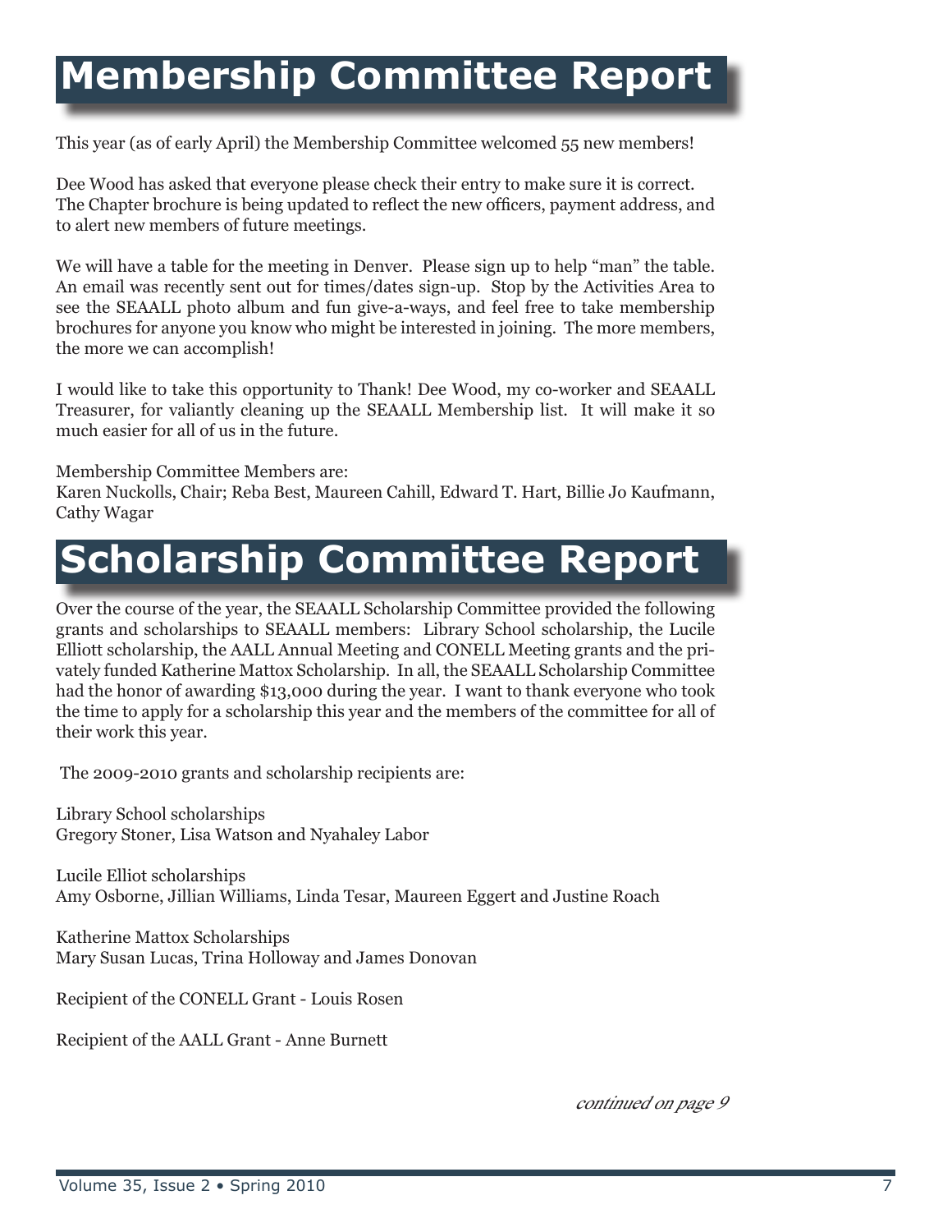# Membership Committee Report

This year (as of early April) the Membership Committee welcomed 55 new members!

Dee Wood has asked that everyone please check their entry to make sure it is correct. The Chapter brochure is being updated to reflect the new officers, payment address, and to alert new members of future meetings.

We will have a table for the meeting in Denver. Please sign up to help "man" the table. An email was recently sent out for times/dates sign-up. Stop by the Activities Area to see the SEAALL photo album and fun give-a-ways, and feel free to take membership brochures for anyone you know who might be interested in joining. The more members, the more we can accomplish!

I would like to take this opportunity to Thank! Dee Wood, my co-worker and SEAALL Treasurer, for valiantly cleaning up the SEAALL Membership list. It will make it so much easier for all of us in the future.

Membership Committee Members are:
Karen Nuckolls, Chair; Reba Best, Maureen Cahill, Edward T. Hart, Billie Jo Kaufmann, Cathy Wagar

# Scholarship Committee Report

Over the course of the year, the SEAALL Scholarship Committee provided the following grants and scholarships to SEAALL members: Library School scholarship, the Lucile Elliott scholarship, the AALL Annual Meeting and CONELL Meeting grants and the privately funded Katherine Mattox Scholarship. In all, the SEAALL Scholarship Committee had the honor of awarding $13,000 during the year. I want to thank everyone who took the time to apply for a scholarship this year and the members of the committee for all of their work this year.

The 2009-2010 grants and scholarship recipients are:

Library School scholarships
Gregory Stoner, Lisa Watson and Nyahaley Labor

Lucile Elliot scholarships
Amy Osborne, Jillian Williams, Linda Tesar, Maureen Eggert and Justine Roach

Katherine Mattox Scholarships
Mary Susan Lucas, Trina Holloway and James Donovan

Recipient of the CONELL Grant - Louis Rosen

Recipient of the AALL Grant - Anne Burnett

*continued on page 9*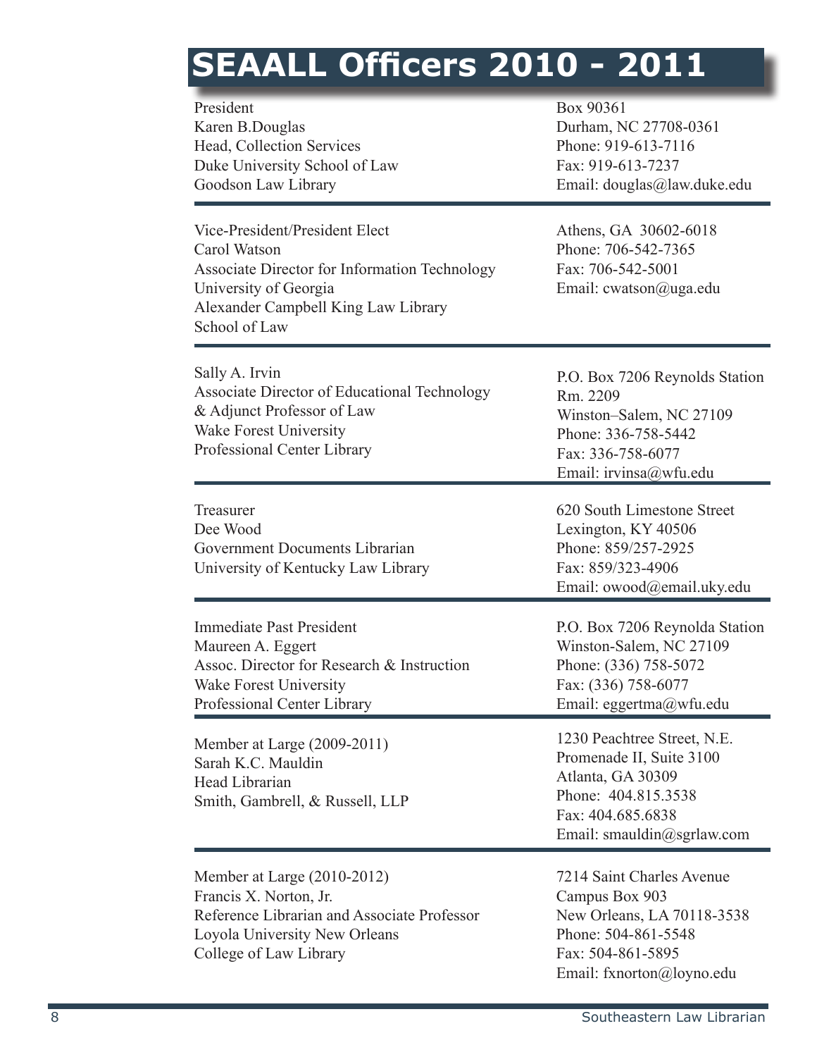# SEAALL Officers 2010 - 2011

President
Karen B.Douglas
Head, Collection Services
Duke University School of Law
Goodson Law Library

Box 90361
Durham, NC 27708-0361
Phone: 919-613-7116
Fax: 919-613-7237
Email: douglas@law.duke.edu

---

Vice-President/President Elect
Carol Watson
Associate Director for Information Technology
University of Georgia
Alexander Campbell King Law Library
School of Law

Athens, GA 30602-6018
Phone: 706-542-7365
Fax: 706-542-5001
Email: cwatson@uga.edu

---

Sally A. Irvin
Associate Director of Educational Technology
& Adjunct Professor of Law
Wake Forest University
Professional Center Library

P.O. Box 7206 Reynolds Station
Rm. 2209
Winston–Salem, NC 27109
Phone: 336-758-5442
Fax: 336-758-6077
Email: irvinsa@wfu.edu

---

Treasurer
Dee Wood
Government Documents Librarian
University of Kentucky Law Library

620 South Limestone Street
Lexington, KY 40506
Phone: 859/257-2925
Fax: 859/323-4906
Email: owood@email.uky.edu

---

Immediate Past President
Maureen A. Eggert
Assoc. Director for Research & Instruction
Wake Forest University
Professional Center Library

P.O. Box 7206 Reynolda Station
Winston-Salem, NC 27109
Phone: (336) 758-5072
Fax: (336) 758-6077
Email: eggertma@wfu.edu

---

Member at Large (2009-2011)
Sarah K.C. Mauldin
Head Librarian
Smith, Gambrell, & Russell, LLP

1230 Peachtree Street, N.E.
Promenade II, Suite 3100
Atlanta, GA 30309
Phone: 404.815.3538
Fax: 404.685.6838
Email: smauldin@sgrlaw.com

---

Member at Large (2010-2012)
Francis X. Norton, Jr.
Reference Librarian and Associate Professor
Loyola University New Orleans
College of Law Library

7214 Saint Charles Avenue
Campus Box 903
New Orleans, LA 70118-3538
Phone: 504-861-5548
Fax: 504-861-5895
Email: fxnorton@loyno.edu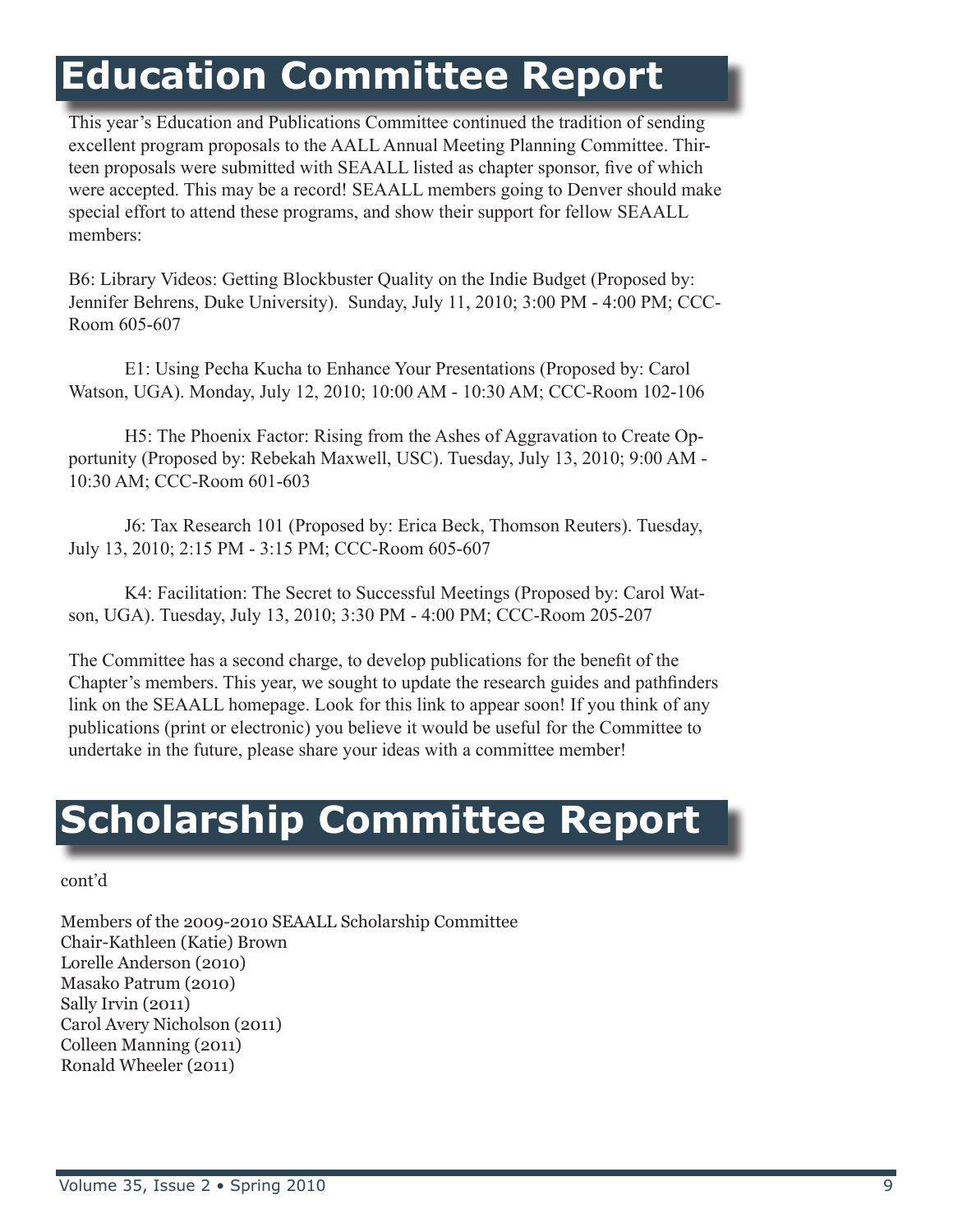# Education Committee Report

This year's Education and Publications Committee continued the tradition of sending excellent program proposals to the AALL Annual Meeting Planning Committee. Thirteen proposals were submitted with SEAALL listed as chapter sponsor, five of which were accepted. This may be a record! SEAALL members going to Denver should make special effort to attend these programs, and show their support for fellow SEAALL members:

B6: Library Videos: Getting Blockbuster Quality on the Indie Budget (Proposed by: Jennifer Behrens, Duke University). Sunday, July 11, 2010; 3:00 PM - 4:00 PM; CCC-Room 605-607

E1: Using Pecha Kucha to Enhance Your Presentations (Proposed by: Carol Watson, UGA). Monday, July 12, 2010; 10:00 AM - 10:30 AM; CCC-Room 102-106

H5: The Phoenix Factor: Rising from the Ashes of Aggravation to Create Opportunity (Proposed by: Rebekah Maxwell, USC). Tuesday, July 13, 2010; 9:00 AM - 10:30 AM; CCC-Room 601-603

J6: Tax Research 101 (Proposed by: Erica Beck, Thomson Reuters). Tuesday, July 13, 2010; 2:15 PM - 3:15 PM; CCC-Room 605-607

K4: Facilitation: The Secret to Successful Meetings (Proposed by: Carol Watson, UGA). Tuesday, July 13, 2010; 3:30 PM - 4:00 PM; CCC-Room 205-207

The Committee has a second charge, to develop publications for the benefit of the Chapter's members. This year, we sought to update the research guides and pathfinders link on the SEAALL homepage. Look for this link to appear soon! If you think of any publications (print or electronic) you believe it would be useful for the Committee to undertake in the future, please share your ideas with a committee member!

# Scholarship Committee Report

cont'd

Members of the 2009-2010 SEAALL Scholarship Committee
Chair-Kathleen (Katie) Brown
Lorelle Anderson (2010)
Masako Patrum (2010)
Sally Irvin (2011)
Carol Avery Nicholson (2011)
Colleen Manning (2011)
Ronald Wheeler (2011)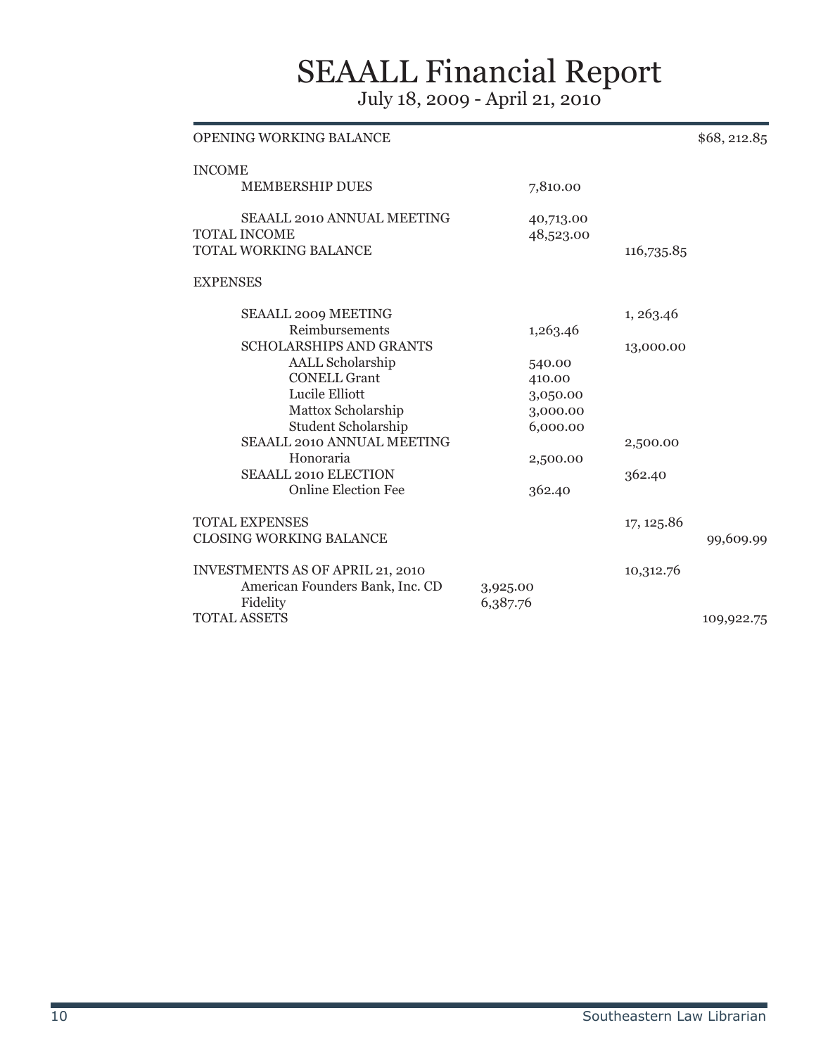# SEAALL Financial Report

July 18, 2009 - April 21, 2010

| | | | | |
|---|---|---|---|---|
| OPENING WORKING BALANCE | | | | $68, 212.85 |
| INCOME | | | | |
| MEMBERSHIP DUES | | 7,810.00 | | |
| SEAALL 2010 ANNUAL MEETING | | 40,713.00 | | |
| TOTAL INCOME | | 48,523.00 | | |
| TOTAL WORKING BALANCE | | | 116,735.85 | |
| EXPENSES | | | | |
| SEAALL 2009 MEETING | | | 1, 263.46 | |
| Reimbursements | | 1,263.46 | | |
| SCHOLARSHIPS AND GRANTS | | | 13,000.00 | |
| AALL Scholarship | | 540.00 | | |
| CONELL Grant | | 410.00 | | |
| Lucile Elliott | | 3,050.00 | | |
| Mattox Scholarship | | 3,000.00 | | |
| Student Scholarship | | 6,000.00 | | |
| SEAALL 2010 ANNUAL MEETING | | | 2,500.00 | |
| Honoraria | | 2,500.00 | | |
| SEAALL 2010 ELECTION | | | 362.40 | |
| Online Election Fee | | 362.40 | | |
| TOTAL EXPENSES | | | 17, 125.86 | |
| CLOSING WORKING BALANCE | | | | 99,609.99 |
| INVESTMENTS AS OF APRIL 21, 2010 | | | 10,312.76 | |
| American Founders Bank, Inc. CD | 3,925.00 | | | |
| Fidelity | 6,387.76 | | | |
| TOTAL ASSETS | | | | 109,922.75 |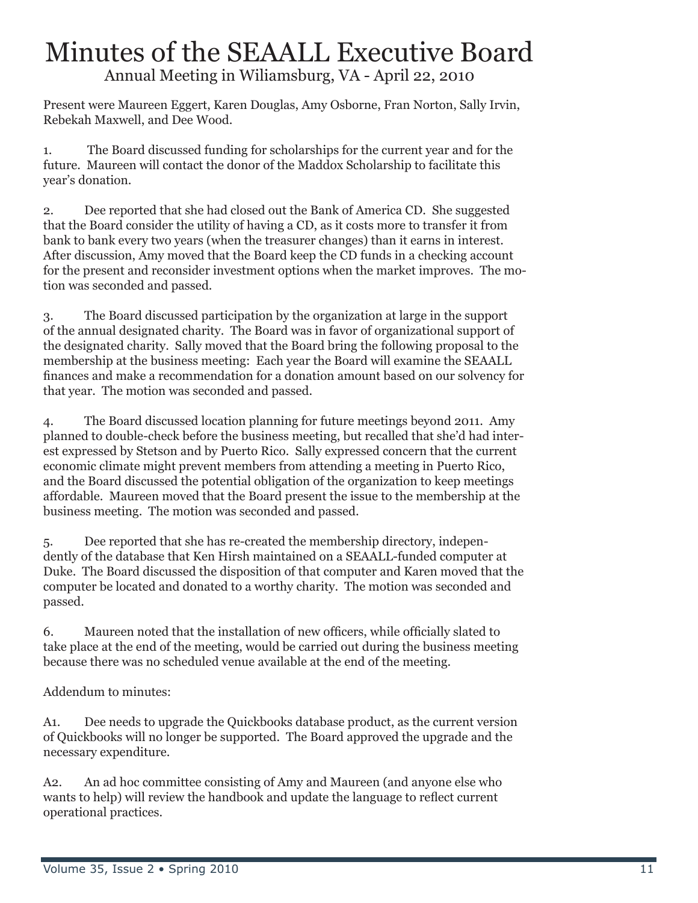# Minutes of the SEAALL Executive Board

## Annual Meeting in Wiliamsburg, VA - April 22, 2010

Present were Maureen Eggert, Karen Douglas, Amy Osborne, Fran Norton, Sally Irvin, Rebekah Maxwell, and Dee Wood.

1. The Board discussed funding for scholarships for the current year and for the future. Maureen will contact the donor of the Maddox Scholarship to facilitate this year's donation.

2. Dee reported that she had closed out the Bank of America CD. She suggested that the Board consider the utility of having a CD, as it costs more to transfer it from bank to bank every two years (when the treasurer changes) than it earns in interest. After discussion, Amy moved that the Board keep the CD funds in a checking account for the present and reconsider investment options when the market improves. The motion was seconded and passed.

3. The Board discussed participation by the organization at large in the support of the annual designated charity. The Board was in favor of organizational support of the designated charity. Sally moved that the Board bring the following proposal to the membership at the business meeting: Each year the Board will examine the SEAALL finances and make a recommendation for a donation amount based on our solvency for that year. The motion was seconded and passed.

4. The Board discussed location planning for future meetings beyond 2011. Amy planned to double-check before the business meeting, but recalled that she'd had interest expressed by Stetson and by Puerto Rico. Sally expressed concern that the current economic climate might prevent members from attending a meeting in Puerto Rico, and the Board discussed the potential obligation of the organization to keep meetings affordable. Maureen moved that the Board present the issue to the membership at the business meeting. The motion was seconded and passed.

5. Dee reported that she has re-created the membership directory, independently of the database that Ken Hirsh maintained on a SEAALL-funded computer at Duke. The Board discussed the disposition of that computer and Karen moved that the computer be located and donated to a worthy charity. The motion was seconded and passed.

6. Maureen noted that the installation of new officers, while officially slated to take place at the end of the meeting, would be carried out during the business meeting because there was no scheduled venue available at the end of the meeting.

Addendum to minutes:

A1. Dee needs to upgrade the Quickbooks database product, as the current version of Quickbooks will no longer be supported. The Board approved the upgrade and the necessary expenditure.

A2. An ad hoc committee consisting of Amy and Maureen (and anyone else who wants to help) will review the handbook and update the language to reflect current operational practices.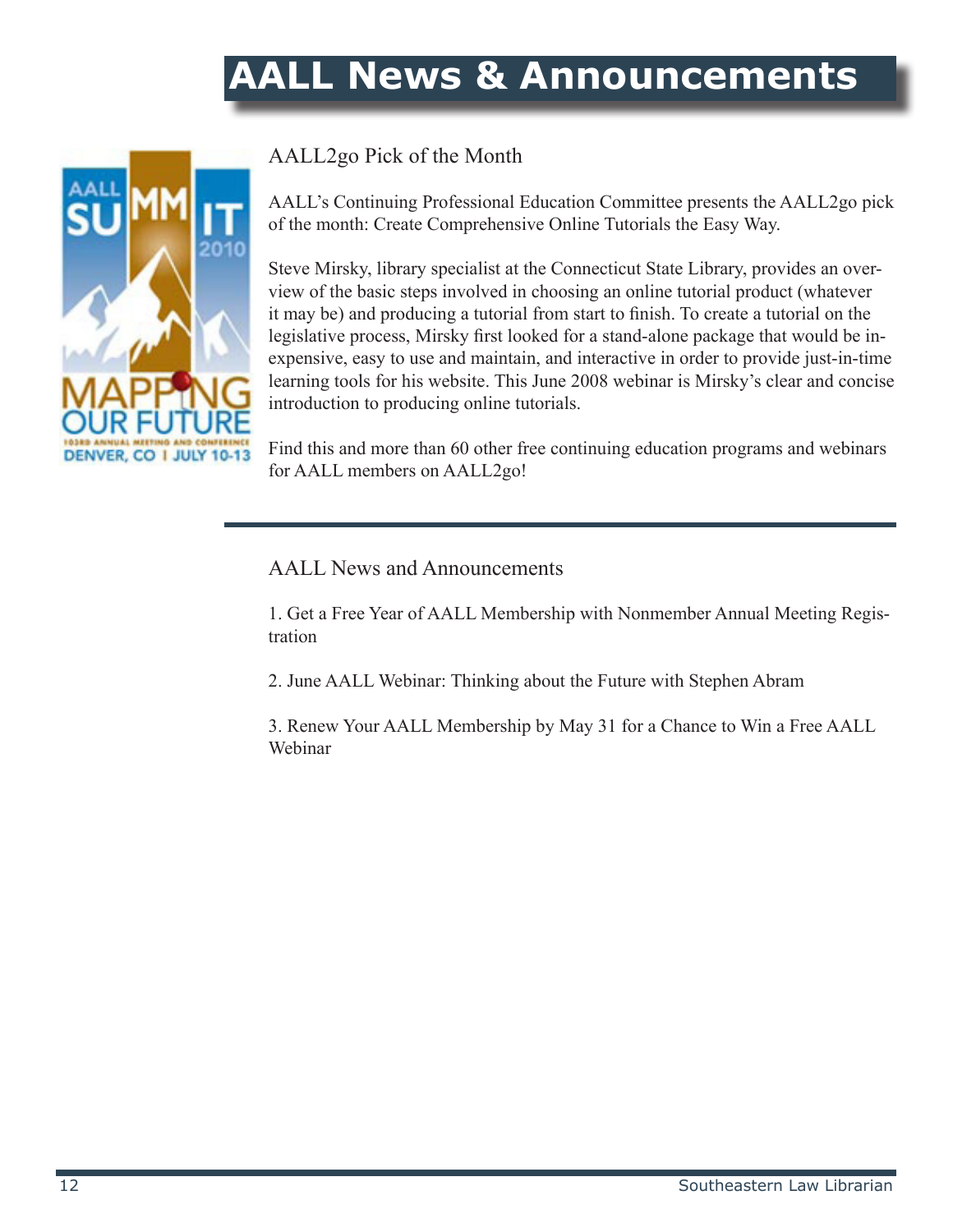# AALL News & Announcements

## AALL2go Pick of the Month

AALL's Continuing Professional Education Committee presents the AALL2go pick of the month: Create Comprehensive Online Tutorials the Easy Way.

Steve Mirsky, library specialist at the Connecticut State Library, provides an overview of the basic steps involved in choosing an online tutorial product (whatever it may be) and producing a tutorial from start to finish. To create a tutorial on the legislative process, Mirsky first looked for a stand-alone package that would be inexpensive, easy to use and maintain, and interactive in order to provide just-in-time learning tools for his website. This June 2008 webinar is Mirsky's clear and concise introduction to producing online tutorials.

Find this and more than 60 other free continuing education programs and webinars for AALL members on AALL2go!

## AALL News and Announcements

1. Get a Free Year of AALL Membership with Nonmember Annual Meeting Registration

2. June AALL Webinar: Thinking about the Future with Stephen Abram

3. Renew Your AALL Membership by May 31 for a Chance to Win a Free AALL Webinar